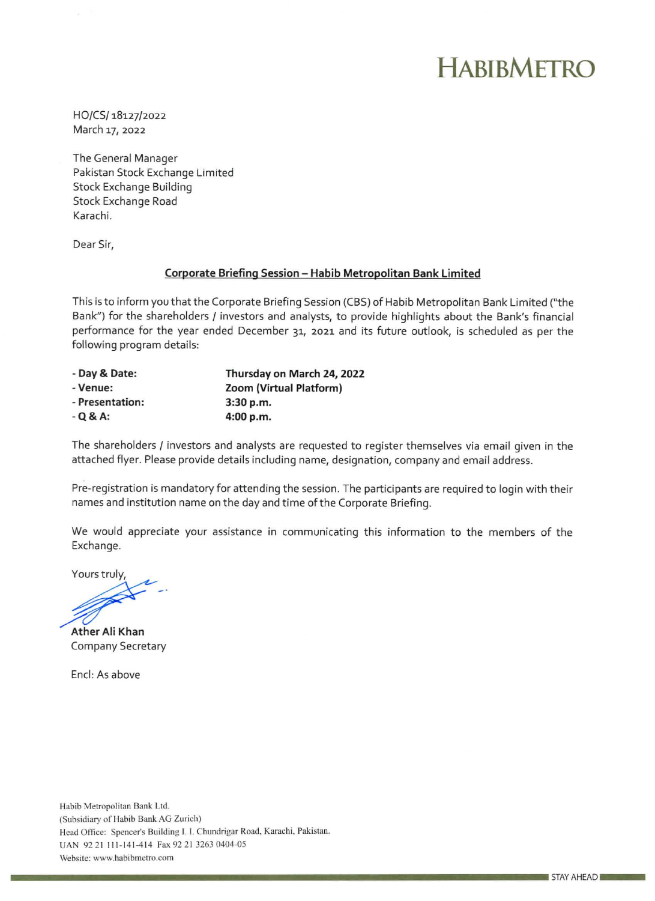# HABIBMETRO

HO/CS/ 18127/2022
March 17, 2022

The General Manager
Pakistan Stock Exchange Limited
Stock Exchange Building
Stock Exchange Road
Karachi.

Dear Sir,

**Corporate Briefing Session – Habib Metropolitan Bank Limited**

This is to inform you that the Corporate Briefing Session (CBS) of Habib Metropolitan Bank Limited ("the Bank") for the shareholders / investors and analysts, to provide highlights about the Bank's financial performance for the year ended December 31, 2021 and its future outlook, is scheduled as per the following program details:

| | |
|---|---|
| **- Day & Date:** | **Thursday on March 24, 2022** |
| **- Venue:** | **Zoom (Virtual Platform)** |
| **- Presentation:** | **3:30 p.m.** |
| **- Q & A:** | **4:00 p.m.** |

The shareholders / investors and analysts are requested to register themselves via email given in the attached flyer. Please provide details including name, designation, company and email address.

Pre-registration is mandatory for attending the session. The participants are required to login with their names and institution name on the day and time of the Corporate Briefing.

We would appreciate your assistance in communicating this information to the members of the Exchange.

Yours truly,

**Ather Ali Khan**
Company Secretary

Encl: As above

Habib Metropolitan Bank Ltd.
(Subsidiary of Habib Bank AG Zurich)
Head Office: Spencer's Building I. I. Chundrigar Road, Karachi, Pakistan.
UAN 92 21 111-141-414 Fax 92 21 3263 0404-05
Website: www.habibmetro.com

STAY AHEAD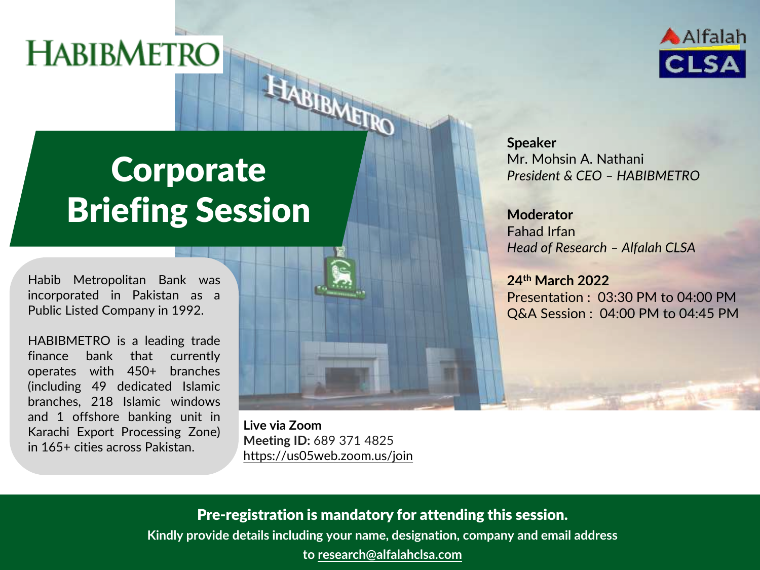HABIBMETRO

Alfalah CLSA

# Corporate Briefing Session

Habib Metropolitan Bank was incorporated in Pakistan as a Public Listed Company in 1992.

HABIBMETRO is a leading trade finance bank that currently operates with 450+ branches (including 49 dedicated Islamic branches, 218 Islamic windows and 1 offshore banking unit in Karachi Export Processing Zone) in 165+ cities across Pakistan.

**Speaker**
Mr. Mohsin A. Nathani
*President & CEO – HABIBMETRO*

**Moderator**
Fahad Irfan
*Head of Research – Alfalah CLSA*

**24th March 2022**
Presentation : 03:30 PM to 04:00 PM
Q&A Session : 04:00 PM to 04:45 PM

**Live via Zoom**
**Meeting ID:** 689 371 4825
https://us05web.zoom.us/join

**Pre-registration is mandatory for attending this session.**

**Kindly provide details including your name, designation, company and email address to research@alfalahclsa.com**